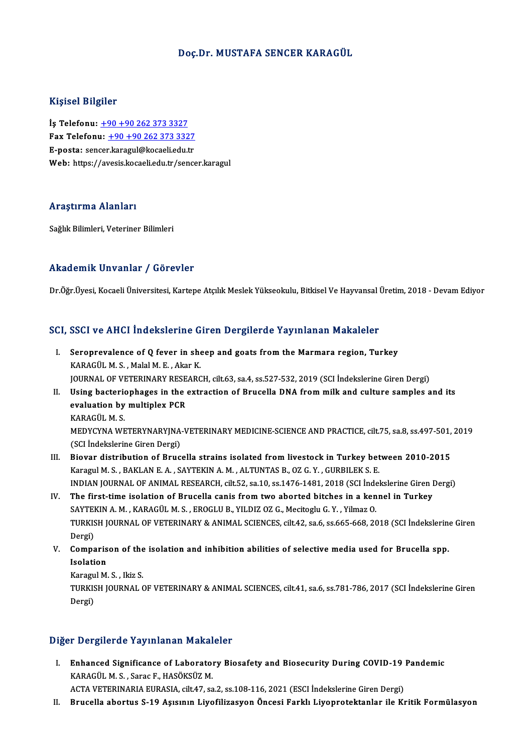# Doç.Dr. MUSTAFA SENCER KARAGÜL

## Kişisel Bilgiler

**İş Telefonu:** +90 +90 262 373 3327
**Fax Telefonu:** +90 +90 262 373 3327
**E-posta:** sencer.karagul@kocaeli.edu.tr
**Web:** https://avesis.kocaeli.edu.tr/sencer.karagul

## Araştırma Alanları

Sağlık Bilimleri, Veteriner Bilimleri

## Akademik Unvanlar / Görevler

Dr.Öğr.Üyesi, Kocaeli Üniversitesi, Kartepe Atçılık Meslek Yükseokulu, Bitkisel Ve Hayvansal Üretim, 2018 - Devam Ediyor

## SCI, SSCI ve AHCI İndekslerine Giren Dergilerde Yayınlanan Makaleler

I. **Seroprevalence of Q fever in sheep and goats from the Marmara region, Turkey**
KARAGÜL M. S. , Malal M. E. , Akar K.
JOURNAL OF VETERINARY RESEARCH, cilt.63, sa.4, ss.527-532, 2019 (SCI İndekslerine Giren Dergi)

II. **Using bacteriophages in the extraction of Brucella DNA from milk and culture samples and its evaluation by multiplex PCR**
KARAGÜL M. S.
MEDYCYNA WETERYNARYJNA-VETERINARY MEDICINE-SCIENCE AND PRACTICE, cilt.75, sa.8, ss.497-501, 2019 (SCI İndekslerine Giren Dergi)

III. **Biovar distribution of Brucella strains isolated from livestock in Turkey between 2010-2015**
Karagul M. S. , BAKLAN E. A. , SAYTEKIN A. M. , ALTUNTAS B., OZ G. Y. , GURBILEK S. E.
INDIAN JOURNAL OF ANIMAL RESEARCH, cilt.52, sa.10, ss.1476-1481, 2018 (SCI İndekslerine Giren Dergi)

IV. **The first-time isolation of Brucella canis from two aborted bitches in a kennel in Turkey**
SAYTEKIN A. M. , KARAGÜL M. S. , EROGLU B., YILDIZ OZ G., Mecitoglu G. Y. , Yilmaz O.
TURKISH JOURNAL OF VETERINARY & ANIMAL SCIENCES, cilt.42, sa.6, ss.665-668, 2018 (SCI İndekslerine Giren Dergi)

V. **Comparison of the isolation and inhibition abilities of selective media used for Brucella spp. Isolation**
Karagul M. S. , Ikiz S.
TURKISH JOURNAL OF VETERINARY & ANIMAL SCIENCES, cilt.41, sa.6, ss.781-786, 2017 (SCI İndekslerine Giren Dergi)

## Diğer Dergilerde Yayınlanan Makaleler

I. **Enhanced Significance of Laboratory Biosafety and Biosecurity During COVID-19 Pandemic**
KARAGÜL M. S. , Sarac F., HASÖKSÜZ M.
ACTA VETERINARIA EURASIA, cilt.47, sa.2, ss.108-116, 2021 (ESCI İndekslerine Giren Dergi)

II. **Brucella abortus S-19 Aşısının Liyofilizasyon Öncesi Farklı Liyoprotektanlar ile Kritik Formülasyon**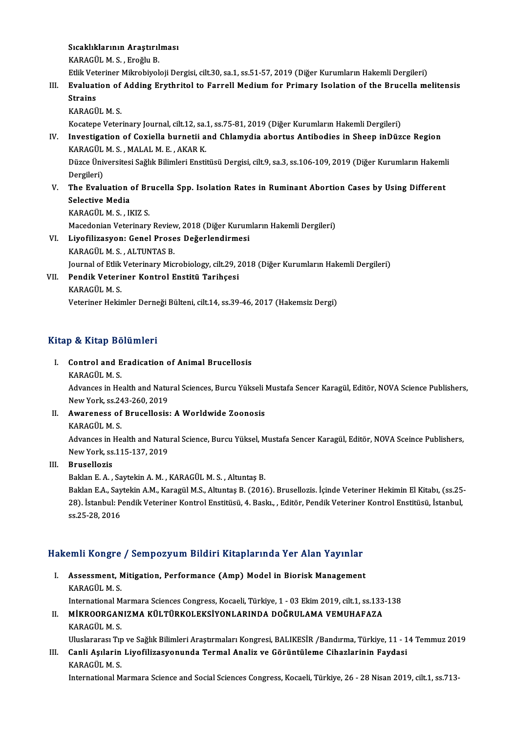Sıcaklıklarının Araştırılması
KARAGÜL M. S. , Eroğlu B.
Etlik Veteriner Mikrobiyoloji Dergisi, cilt.30, sa.1, ss.51-57, 2019 (Diğer Kurumların Hakemli Dergileri)

III. **Evaluation of Adding Erythritol to Farrell Medium for Primary Isolation of the Brucella melitensis Strains**
KARAGÜL M. S.
Kocatepe Veterinary Journal, cilt.12, sa.1, ss.75-81, 2019 (Diğer Kurumların Hakemli Dergileri)

IV. **Investigation of Coxiella burnetii and Chlamydia abortus Antibodies in Sheep inDüzce Region**
KARAGÜL M. S. , MALAL M. E. , AKAR K.
Düzce Üniversitesi Sağlık Bilimleri Enstitüsü Dergisi, cilt.9, sa.3, ss.106-109, 2019 (Diğer Kurumların Hakemli Dergileri)

V. **The Evaluation of Brucella Spp. Isolation Rates in Ruminant Abortion Cases by Using Different Selective Media**
KARAGÜL M. S. , IKIZ S.
Macedonian Veterinary Review, 2018 (Diğer Kurumların Hakemli Dergileri)

VI. **Liyofilizasyon: Genel Proses Değerlendirmesi**
KARAGÜL M. S. , ALTUNTAS B.
Journal of Etlik Veterinary Microbiology, cilt.29, 2018 (Diğer Kurumların Hakemli Dergileri)

VII. **Pendik Veteriner Kontrol Enstitü Tarihçesi**
KARAGÜL M. S.
Veteriner Hekimler Derneği Bülteni, cilt.14, ss.39-46, 2017 (Hakemsiz Dergi)

## Kitap & Kitap Bölümleri

I. **Control and Eradication of Animal Brucellosis**
KARAGÜL M. S.
Advances in Health and Natural Sciences, Burcu Yükseli Mustafa Sencer Karagül, Editör, NOVA Science Publishers, New York, ss.243-260, 2019

II. **Awareness of Brucellosis: A Worldwide Zoonosis**
KARAGÜL M. S.
Advances in Health and Natural Science, Burcu Yüksel, Mustafa Sencer Karagül, Editör, NOVA Sceince Publishers, New York, ss.115-137, 2019

III. **Brusellozis**
Baklan E. A. , Saytekin A. M. , KARAGÜL M. S. , Altuntaş B.
Baklan E.A., Saytekin A.M., Karagül M.S., Altuntaş B. (2016). Brusellozis. İçinde Veteriner Hekimin El Kitabı, (ss.25-28). İstanbul: Pendik Veteriner Kontrol Enstitüsü, 4. Baskı., , Editör, Pendik Veteriner Kontrol Enstitüsü, İstanbul, ss.25-28, 2016

## Hakemli Kongre / Sempozyum Bildiri Kitaplarında Yer Alan Yayınlar

I. **Assessment, Mitigation, Performance (Amp) Model in Biorisk Management**
KARAGÜL M. S.
International Marmara Sciences Congress, Kocaeli, Türkiye, 1 - 03 Ekim 2019, cilt.1, ss.133-138

II. **MİKROORGANIZMA KÜLTÜRKOLEKSİYONLARINDA DOĞRULAMA VEMUHAFAZA**
KARAGÜL M. S.
Uluslararası Tıp ve Sağlık Bilimleri Araştırmaları Kongresi, BALIKESİR /Bandırma, Türkiye, 11 - 14 Temmuz 2019

III. **Canli Aşılarin Liyofilizasyonunda Termal Analiz ve Görüntüleme Cihazlarinin Faydasi**
KARAGÜL M. S.
International Marmara Science and Social Sciences Congress, Kocaeli, Türkiye, 26 - 28 Nisan 2019, cilt.1, ss.713-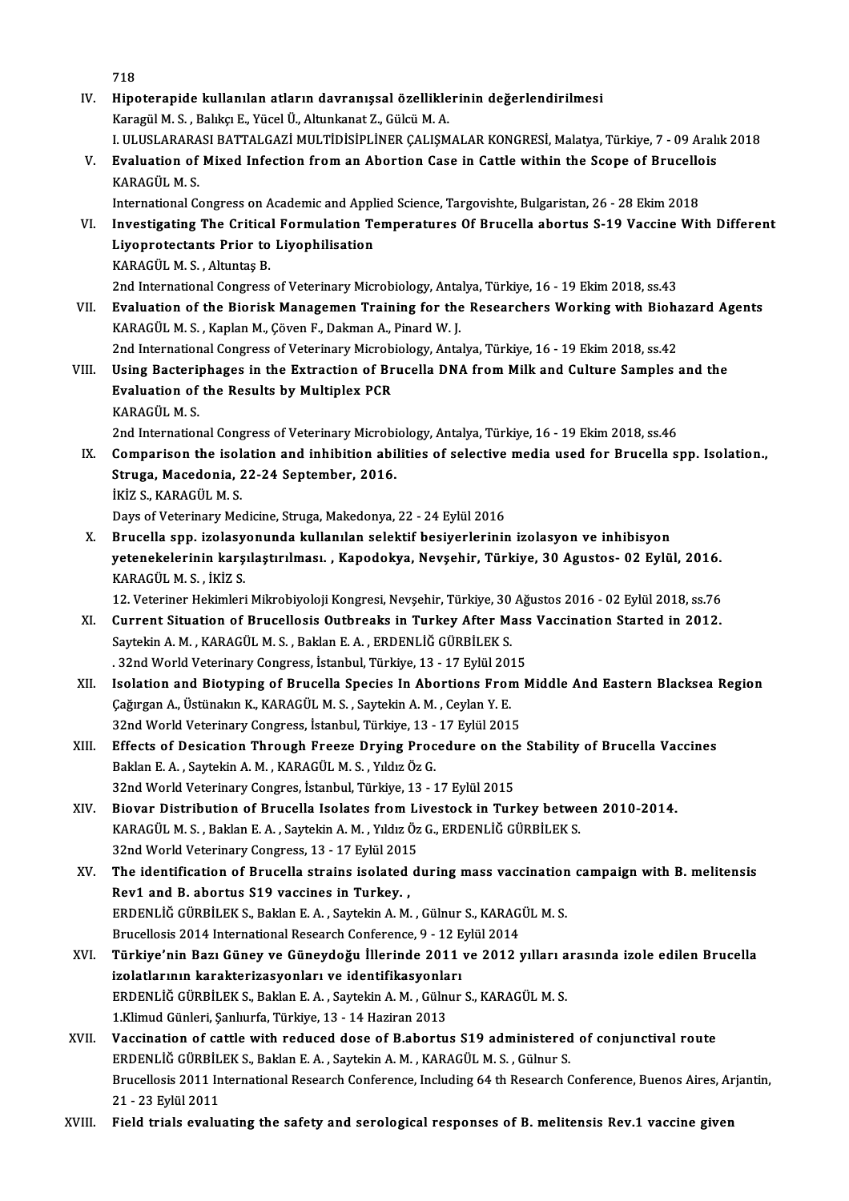718

IV. **Hipoterapide kullanılan atların davranışsal özelliklerinin değerlendirilmesi**
Karagül M. S. , Balıkçı E., Yücel Ü., Altunkanat Z., Gülcü M. A.
I. ULUSLARARASI BATTALGAZİ MULTİDİSİPLİNER ÇALIŞMALAR KONGRESİ, Malatya, Türkiye, 7 - 09 Aralık 2018

V. **Evaluation of Mixed Infection from an Abortion Case in Cattle within the Scope of Brucellois**
KARAGÜL M. S.
International Congress on Academic and Applied Science, Targovishte, Bulgaristan, 26 - 28 Ekim 2018

VI. **Investigating The Critical Formulation Temperatures Of Brucella abortus S-19 Vaccine With Different Liyoprotectants Prior to Liyophilisation**
KARAGÜL M. S. , Altuntaş B.
2nd International Congress of Veterinary Microbiology, Antalya, Türkiye, 16 - 19 Ekim 2018, ss.43

VII. **Evaluation of the Biorisk Managemen Training for the Researchers Working with Biohazard Agents**
KARAGÜL M. S. , Kaplan M., Çöven F., Dakman A., Pinard W. J.
2nd International Congress of Veterinary Microbiology, Antalya, Türkiye, 16 - 19 Ekim 2018, ss.42

VIII. **Using Bacteriphages in the Extraction of Brucella DNA from Milk and Culture Samples and the Evaluation of the Results by Multiplex PCR**
KARAGÜL M. S.
2nd International Congress of Veterinary Microbiology, Antalya, Türkiye, 16 - 19 Ekim 2018, ss.46

IX. **Comparison the isolation and inhibition abilities of selective media used for Brucella spp. Isolation., Struga, Macedonia, 22-24 September, 2016.**
İKİZ S., KARAGÜL M. S.
Days of Veterinary Medicine, Struga, Makedonya, 22 - 24 Eylül 2016

X. **Brucella spp. izolasyonunda kullanılan selektif besiyerlerinin izolasyon ve inhibisyon yetenekelerinin karşılaştırılması. , Kapodokya, Nevşehir, Türkiye, 30 Agustos- 02 Eylül, 2016.**
KARAGÜL M. S. , İKİZ S.
12. Veteriner Hekimleri Mikrobiyoloji Kongresi, Nevşehir, Türkiye, 30 Ağustos 2016 - 02 Eylül 2018, ss.76

XI. **Current Situation of Brucellosis Outbreaks in Turkey After Mass Vaccination Started in 2012.**
Saytekin A. M. , KARAGÜL M. S. , Baklan E. A. , ERDENLİĞ GÜRBİLEK S.
. 32nd World Veterinary Congress, İstanbul, Türkiye, 13 - 17 Eylül 2015

XII. **Isolation and Biotyping of Brucella Species In Abortions From Middle And Eastern Blacksea Region**
Çağırgan A., Üstünakın K., KARAGÜL M. S. , Saytekin A. M. , Ceylan Y. E.
32nd World Veterinary Congress, İstanbul, Türkiye, 13 - 17 Eylül 2015

XIII. **Effects of Desication Through Freeze Drying Procedure on the Stability of Brucella Vaccines**
Baklan E. A. , Saytekin A. M. , KARAGÜL M. S. , Yıldız Öz G.
32nd World Veterinary Congres, İstanbul, Türkiye, 13 - 17 Eylül 2015

XIV. **Biovar Distribution of Brucella Isolates from Livestock in Turkey between 2010-2014.**
KARAGÜL M. S. , Baklan E. A. , Saytekin A. M. , Yıldız Öz G., ERDENLİĞ GÜRBİLEK S.
32nd World Veterinary Congress, 13 - 17 Eylül 2015

XV. **The identification of Brucella strains isolated during mass vaccination campaign with B. melitensis Rev1 and B. abortus S19 vaccines in Turkey. ,**
ERDENLİĞ GÜRBİLEK S., Baklan E. A. , Saytekin A. M. , Gülnur S., KARAGÜL M. S.
Brucellosis 2014 International Research Conference, 9 - 12 Eylül 2014

XVI. **Türkiye'nin Bazı Güney ve Güneydoğu İllerinde 2011 ve 2012 yılları arasında izole edilen Brucella izolatlarının karakterizasyonları ve identifikasyonları**
ERDENLİĞ GÜRBİLEK S., Baklan E. A. , Saytekin A. M. , Gülnur S., KARAGÜL M. S.
1.Klimud Günleri, Şanlıurfa, Türkiye, 13 - 14 Haziran 2013

XVII. **Vaccination of cattle with reduced dose of B.abortus S19 administered of conjunctival route**
ERDENLİĞ GÜRBİLEK S., Baklan E. A. , Saytekin A. M. , KARAGÜL M. S. , Gülnur S.
Brucellosis 2011 International Research Conference, Including 64 th Research Conference, Buenos Aires, Arjantin, 21 - 23 Eylül 2011

XVIII. **Field trials evaluating the safety and serological responses of B. melitensis Rev.1 vaccine given**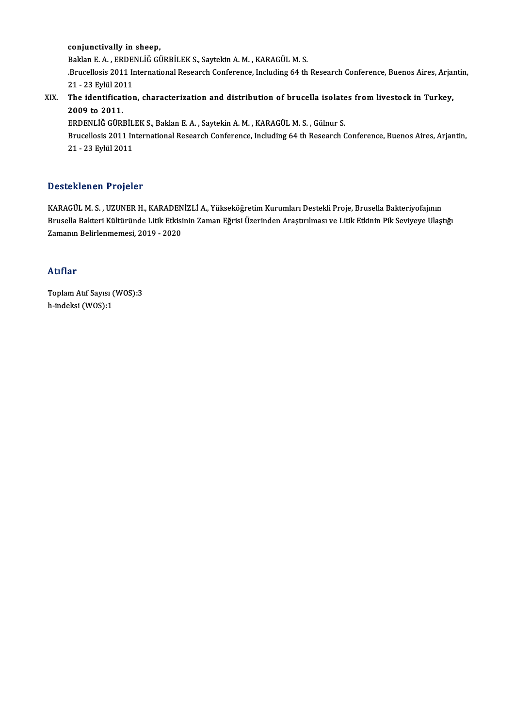**conjunctivally in sheep,**

Baklan E. A. , ERDENLİĞ GÜRBİLEK S., Saytekin A. M. , KARAGÜL M. S.

.Brucellosis 2011 International Research Conference, Including 64 th Research Conference, Buenos Aires, Arjantin, 21 - 23 Eylül 2011

XIX. **The identification, characterization and distribution of brucella isolates from livestock in Turkey, 2009 to 2011.**

ERDENLİĞ GÜRBİLEK S., Baklan E. A. , Saytekin A. M. , KARAGÜL M. S. , Gülnur S.

Brucellosis 2011 International Research Conference, Including 64 th Research Conference, Buenos Aires, Arjantin, 21 - 23 Eylül 2011

## Desteklenen Projeler

KARAGÜL M. S. , UZUNER H., KARADENİZLİ A., Yükseköğretim Kurumları Destekli Proje, Brusella Bakteriyofajının Brusella Bakteri Kültüründe Litik Etkisinin Zaman Eğrisi Üzerinden Araştırılması ve Litik Etkinin Pik Seviyeye Ulaştığı Zamanın Belirlenmemesi, 2019 - 2020

## Atıflar

Toplam Atıf Sayısı (WOS):3
h-indeksi (WOS):1